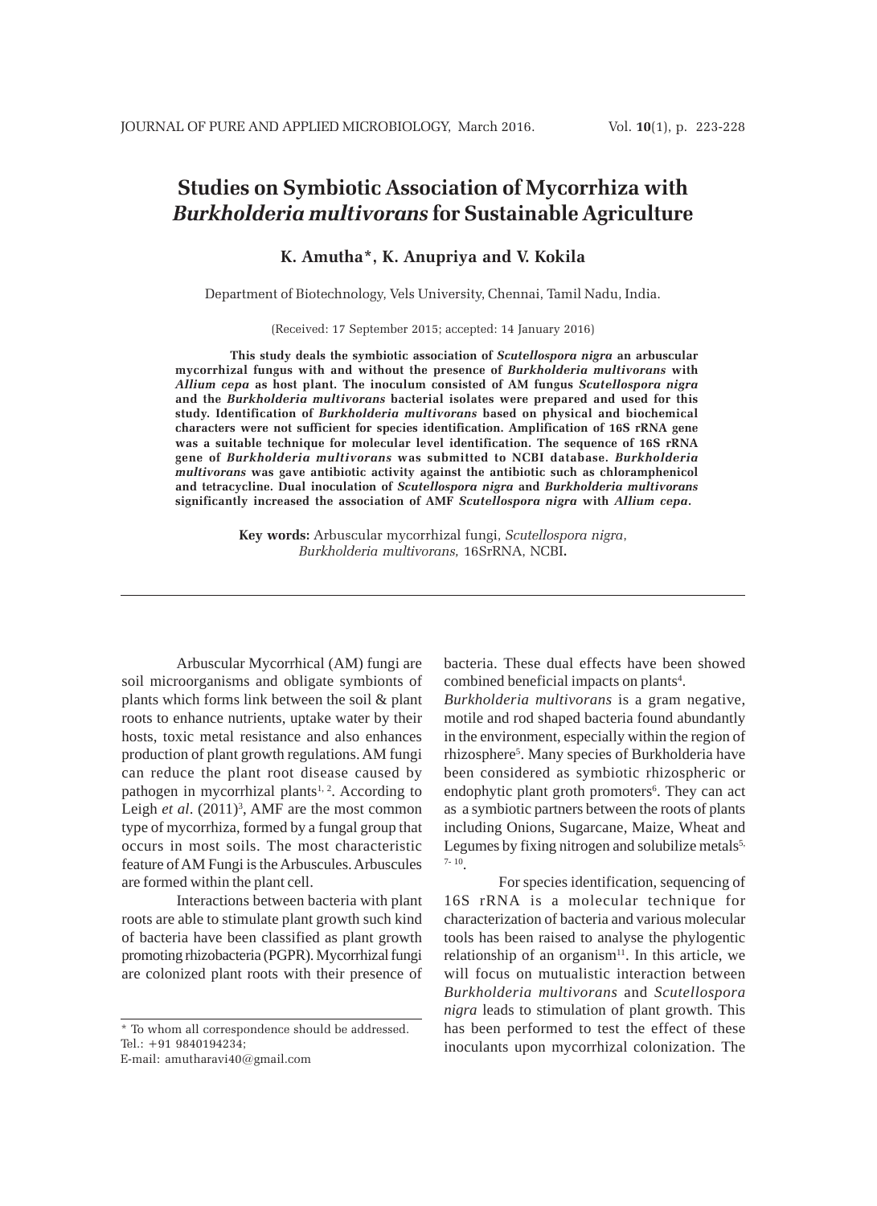# Studies on Symbiotic Association of Mycorrhiza with *Burkholderia multivorans* for Sustainable Agriculture

**K. Amutha*, K. Anupriya and V. Kokila**

Department of Biotechnology, Vels University, Chennai, Tamil Nadu, India.

(Received: 17 September 2015; accepted: 14 January 2016)

**This study deals the symbiotic association of *Scutellospora nigra* an arbuscular mycorrhizal fungus with and without the presence of *Burkholderia multivorans* with *Allium cepa* as host plant. The inoculum consisted of AM fungus *Scutellospora nigra* and the *Burkholderia multivorans* bacterial isolates were prepared and used for this study. Identification of *Burkholderia multivorans* based on physical and biochemical characters were not sufficient for species identification. Amplification of 16S rRNA gene was a suitable technique for molecular level identification. The sequence of 16S rRNA gene of *Burkholderia multivorans* was submitted to NCBI database. *Burkholderia multivorans* was gave antibiotic activity against the antibiotic such as chloramphenicol and tetracycline. Dual inoculation of *Scutellospora nigra* and *Burkholderia multivorans* significantly increased the association of AMF *Scutellospora nigra* with *Allium cepa*.**

**Key words:** Arbuscular mycorrhizal fungi, *Scutellospora nigra*, *Burkholderia multivorans,* 16SrRNA, NCBI**.**

Arbuscular Mycorrhical (AM) fungi are soil microorganisms and obligate symbionts of plants which forms link between the soil & plant roots to enhance nutrients, uptake water by their hosts, toxic metal resistance and also enhances production of plant growth regulations. AM fungi can reduce the plant root disease caused by pathogen in mycorrhizal plants[1, 2]. According to Leigh *et al*. (2011)[3], AMF are the most common type of mycorrhiza, formed by a fungal group that occurs in most soils. The most characteristic feature of AM Fungi is the Arbuscules. Arbuscules are formed within the plant cell.

Interactions between bacteria with plant roots are able to stimulate plant growth such kind of bacteria have been classified as plant growth promoting rhizobacteria (PGPR). Mycorrhizal fungi are colonized plant roots with their presence of bacteria. These dual effects have been showed combined beneficial impacts on plants[4]. *Burkholderia multivorans* is a gram negative, motile and rod shaped bacteria found abundantly in the environment, especially within the region of rhizosphere[5]. Many species of Burkholderia have been considered as symbiotic rhizospheric or endophytic plant groth promoters[6]. They can act as a symbiotic partners between the roots of plants including Onions, Sugarcane, Maize, Wheat and Legumes by fixing nitrogen and solubilize metals[5, 7-10].

For species identification, sequencing of 16S rRNA is a molecular technique for characterization of bacteria and various molecular tools has been raised to analyse the phylogentic relationship of an organism[11]. In this article, we will focus on mutualistic interaction between *Burkholderia multivorans* and *Scutellospora nigra* leads to stimulation of plant growth. This has been performed to test the effect of these inoculants upon mycorrhizal colonization. The

* To whom all correspondence should be addressed.
Tel.: +91 9840194234;
E-mail: amutharavi40@gmail.com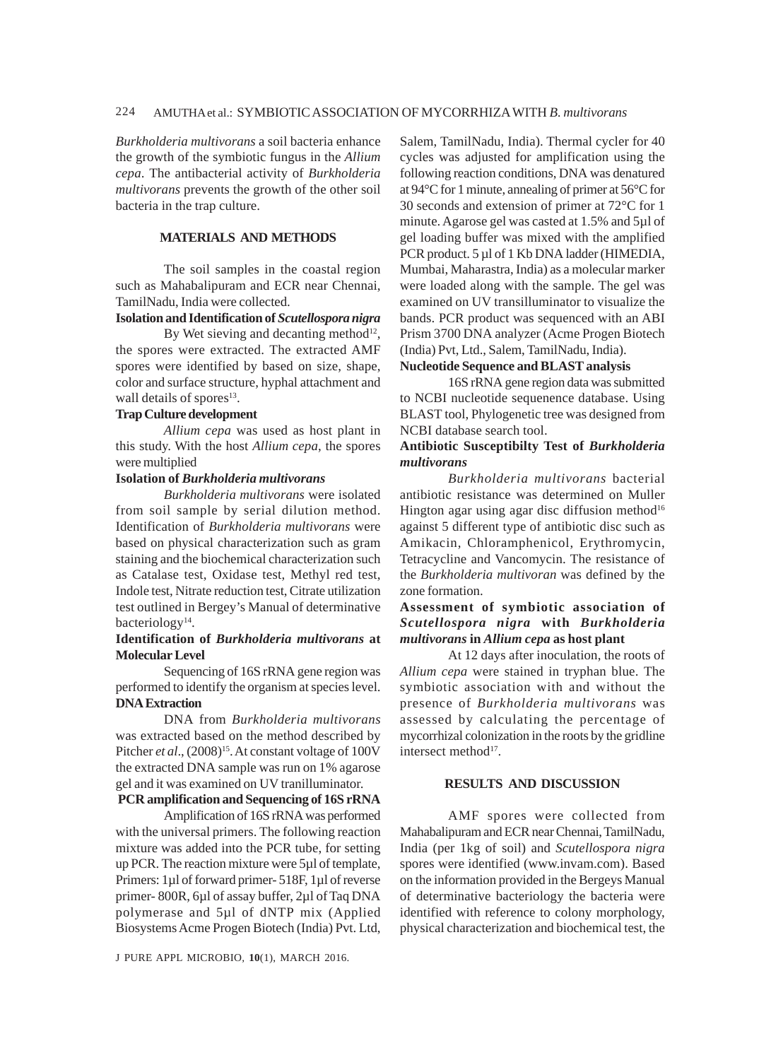*Burkholderia multivorans* a soil bacteria enhance the growth of the symbiotic fungus in the *Allium cepa*. The antibacterial activity of *Burkholderia multivorans* prevents the growth of the other soil bacteria in the trap culture.

## MATERIALS AND METHODS

The soil samples in the coastal region such as Mahabalipuram and ECR near Chennai, TamilNadu, India were collected.

### Isolation and Identification of *Scutellospora nigra*

By Wet sieving and decanting method[12], the spores were extracted. The extracted AMF spores were identified by based on size, shape, color and surface structure, hyphal attachment and wall details of spores[13].

### Trap Culture development

*Allium cepa* was used as host plant in this study. With the host *Allium cepa*, the spores were multiplied

### Isolation of *Burkholderia multivorans*

*Burkholderia multivorans* were isolated from soil sample by serial dilution method. Identification of *Burkholderia multivorans* were based on physical characterization such as gram staining and the biochemical characterization such as Catalase test, Oxidase test, Methyl red test, Indole test, Nitrate reduction test, Citrate utilization test outlined in Bergey's Manual of determinative bacteriology[14].

### Identification of *Burkholderia multivorans* at Molecular Level

Sequencing of 16S rRNA gene region was performed to identify the organism at species level.

### DNA Extraction

DNA from *Burkholderia multivorans* was extracted based on the method described by Pitcher *et al*., (2008)[15]. At constant voltage of 100V the extracted DNA sample was run on 1% agarose gel and it was examined on UV tranilluminator.

### PCR amplification and Sequencing of 16S rRNA

Amplification of 16S rRNA was performed with the universal primers. The following reaction mixture was added into the PCR tube, for setting up PCR. The reaction mixture were 5µl of template, Primers: 1µl of forward primer- 518F, 1µl of reverse primer- 800R, 6µl of assay buffer, 2µl of Taq DNA polymerase and 5µl of dNTP mix (Applied Biosystems Acme Progen Biotech (India) Pvt. Ltd, Salem, TamilNadu, India). Thermal cycler for 40 cycles was adjusted for amplification using the following reaction conditions, DNA was denatured at 94°C for 1 minute, annealing of primer at 56°C for 30 seconds and extension of primer at 72°C for 1 minute. Agarose gel was casted at 1.5% and 5µl of gel loading buffer was mixed with the amplified PCR product. 5 µl of 1 Kb DNA ladder (HIMEDIA, Mumbai, Maharastra, India) as a molecular marker were loaded along with the sample. The gel was examined on UV transilluminator to visualize the bands. PCR product was sequenced with an ABI Prism 3700 DNA analyzer (Acme Progen Biotech (India) Pvt, Ltd., Salem, TamilNadu, India).

### Nucleotide Sequence and BLAST analysis

16S rRNA gene region data was submitted to NCBI nucleotide sequenence database. Using BLAST tool, Phylogenetic tree was designed from NCBI database search tool.

### Antibiotic Susceptibilty Test of *Burkholderia multivorans*

*Burkholderia multivorans* bacterial antibiotic resistance was determined on Muller Hington agar using agar disc diffusion method[16] against 5 different type of antibiotic disc such as Amikacin, Chloramphenicol, Erythromycin, Tetracycline and Vancomycin. The resistance of the *Burkholderia multivoran* was defined by the zone formation.

### Assessment of symbiotic association of *Scutellospora nigra* with *Burkholderia multivorans* in *Allium cepa* as host plant

At 12 days after inoculation, the roots of *Allium cepa* were stained in tryphan blue. The symbiotic association with and without the presence of *Burkholderia multivorans* was assessed by calculating the percentage of mycorrhizal colonization in the roots by the gridline intersect method[17].

## RESULTS AND DISCUSSION

AMF spores were collected from Mahabalipuram and ECR near Chennai, TamilNadu, India (per 1kg of soil) and *Scutellospora nigra* spores were identified (www.invam.com). Based on the information provided in the Bergeys Manual of determinative bacteriology the bacteria were identified with reference to colony morphology, physical characterization and biochemical test, the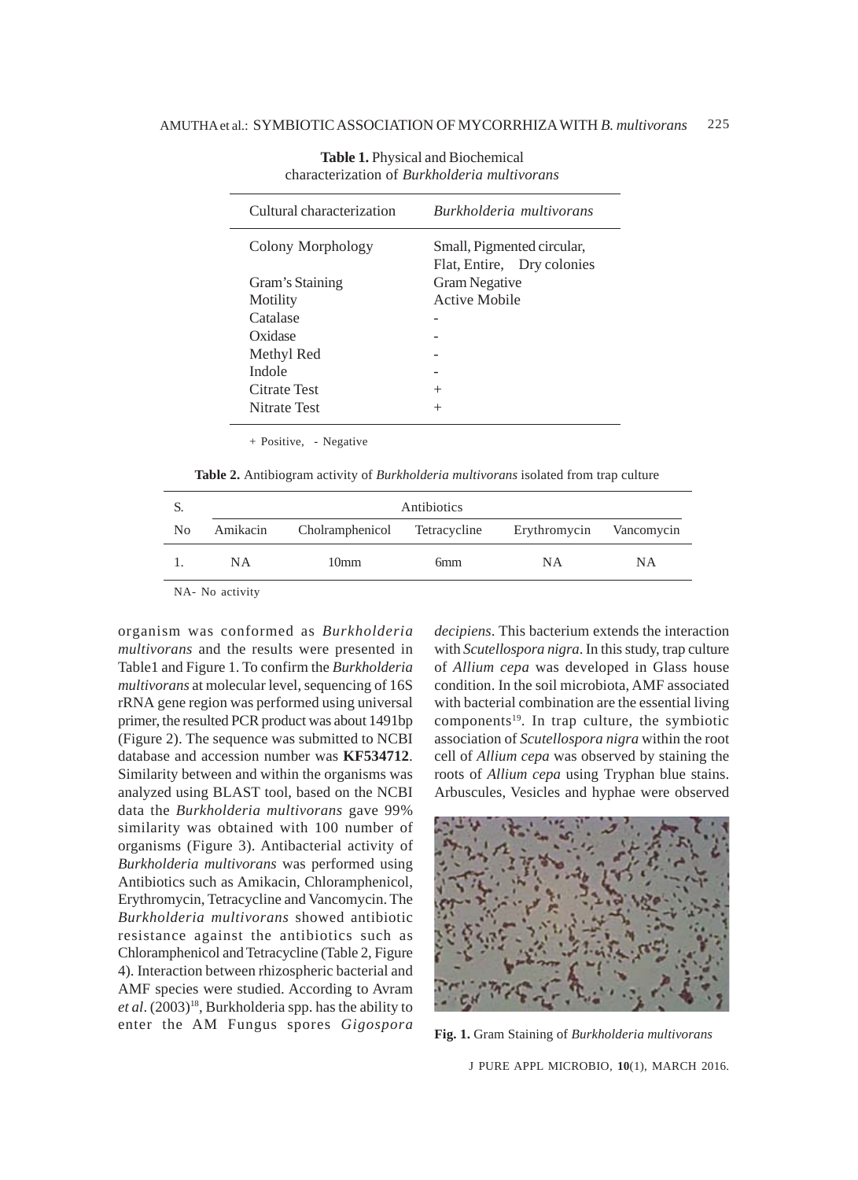**Table 1.** Physical and Biochemical characterization of *Burkholderia multivorans*

| Cultural characterization | *Burkholderia multivorans* |
|---|---|
| Colony Morphology | Small, Pigmented circular, Flat, Entire, Dry colonies |
| Gram's Staining | Gram Negative |
| Motility | Active Mobile |
| Catalase | - |
| Oxidase | - |
| Methyl Red | - |
| Indole | - |
| Citrate Test | + |
| Nitrate Test | + |

+ Positive, - Negative

**Table 2.** Antibiogram activity of *Burkholderia multivorans* isolated from trap culture

| S. | Antibiotics | | | | |
|---|---|---|---|---|---|
| No | Amikacin | Cholramphenicol | Tetracycline | Erythromycin | Vancomycin |
| 1. | NA | 10mm | 6mm | NA | NA |

NA- No activity

organism was conformed as *Burkholderia multivorans* and the results were presented in Table1 and Figure 1. To confirm the *Burkholderia multivorans* at molecular level, sequencing of 16S rRNA gene region was performed using universal primer, the resulted PCR product was about 1491bp (Figure 2). The sequence was submitted to NCBI database and accession number was **KF534712**. Similarity between and within the organisms was analyzed using BLAST tool, based on the NCBI data the *Burkholderia multivorans* gave 99% similarity was obtained with 100 number of organisms (Figure 3). Antibacterial activity of *Burkholderia multivorans* was performed using Antibiotics such as Amikacin, Chloramphenicol, Erythromycin, Tetracycline and Vancomycin. The *Burkholderia multivorans* showed antibiotic resistance against the antibiotics such as Chloramphenicol and Tetracycline (Table 2, Figure 4). Interaction between rhizospheric bacterial and AMF species were studied. According to Avram *et al*. (2003)[18], Burkholderia spp. has the ability to enter the AM Fungus spores *Gigospora decipiens*. This bacterium extends the interaction with *Scutellospora nigra*. In this study, trap culture of *Allium cepa* was developed in Glass house condition. In the soil microbiota, AMF associated with bacterial combination are the essential living components[19]. In trap culture, the symbiotic association of *Scutellospora nigra* within the root cell of *Allium cepa* was observed by staining the roots of *Allium cepa* using Tryphan blue stains. Arbuscules, Vesicles and hyphae were observed

**Fig. 1.** Gram Staining of *Burkholderia multivorans*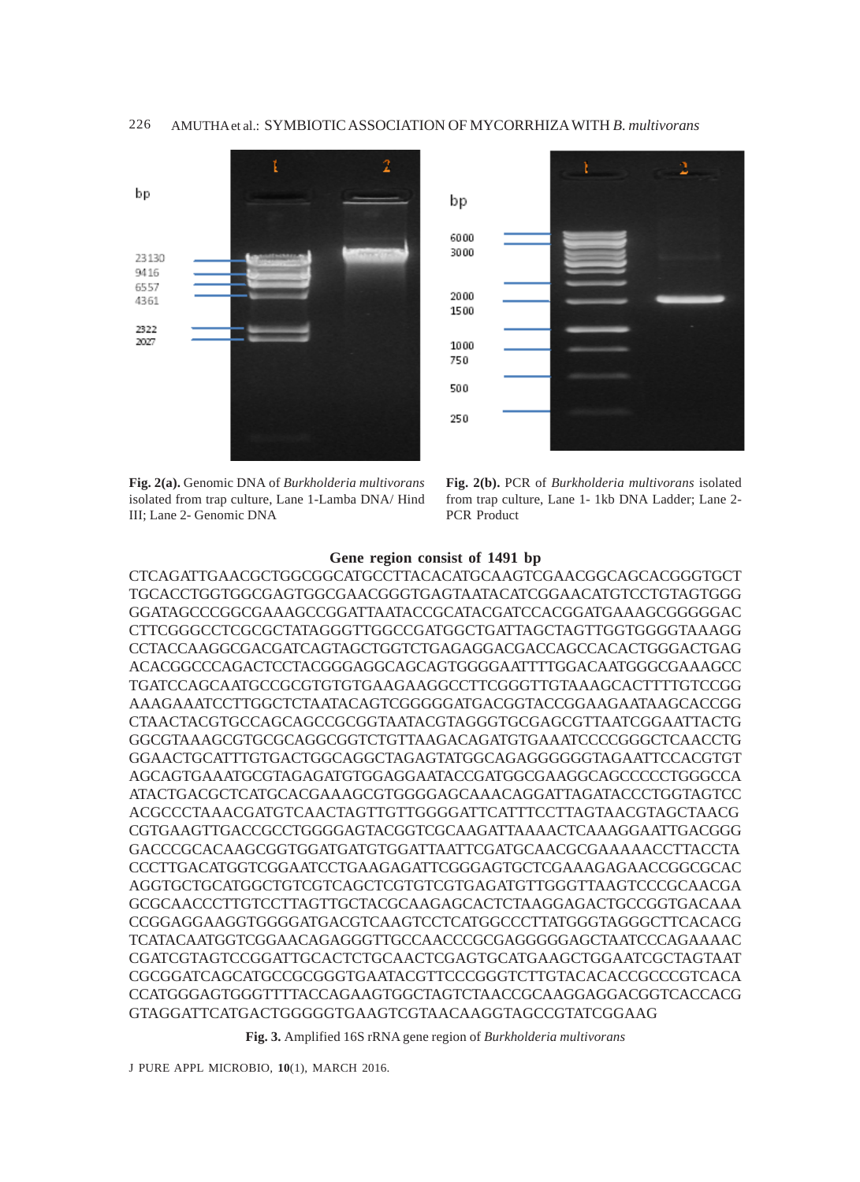**Fig. 2(a).** Genomic DNA of *Burkholderia multivorans* isolated from trap culture, Lane 1-Lamba DNA/ Hind III; Lane 2- Genomic DNA

**Fig. 2(b).** PCR of *Burkholderia multivorans* isolated from trap culture, Lane 1- 1kb DNA Ladder; Lane 2- PCR Product

**Gene region consist of 1491 bp**

CTCAGATTGAACGCTGGCGGCATGCCTTACACATGCAAGTCGAACGGCAGCACGGGTGCT
TGCACCTGGTGGCGAGTGGCGAACGGGTGAGTAATACATCGGAACATGTCCTGTAGTGGG
GGATAGCCCGGCGAAAGCCGGATTAATACCGCATACGATCCACGGATGAAAGCGGGGGAC
CTTCGGGCCTCGCGCTATAGGGTTGGCCGATGGCTGATTAGCTAGTTGGTGGGGTAAAGG
CCTACCAAGGCGACGATCAGTAGCTGGTCTGAGAGGACGACCAGCCACACTGGGACTGAG
ACACGGCCCAGACTCCTACGGGAGGCAGCAGTGGGGAATTTTGGACAATGGGCGAAAGCC
TGATCCAGCAATGCCGCGTGTGTGAAGAAGGCCTTCGGGTTGTAAAGCACTTTTGTCCGG
AAAGAAATCCTTGGCTCTAATACAGTCGGGGGATGACGGTACCGGAAGAATAAGCACCGG
CTAACTACGTGCCAGCAGCCGCGGTAATACGTAGGGTGCGAGCGTTAATCGGAATTACTG
GGCGTAAAGCGTGCGCAGGCGGTCTGTTAAGACAGATGTGAAATCCCCGGGCTCAACCTG
GGAACTGCATTTGTGACTGGCAGGCTAGAGTATGGCAGAGGGGGGTAGAATTCCACGTGT
AGCAGTGAAATGCGTAGAGATGTGGAGGAATACCGATGGCGAAGGCAGCCCCCTGGGCCA
ATACTGACGCTCATGCACGAAAGCGTGGGGAGCAAACAGGATTAGATACCCTGGTAGTCC
ACGCCCTAAACGATGTCAACTAGTTGTTGGGGATTCATTTCCTTAGTAACGTAGCTAACG
CGTGAAGTTGACCGCCTGGGGAGTACGGTCGCAAGATTAAAACTCAAAGGAATTGACGGG
GACCCGCACAAGCGGTGGATGATGTGGATTAATTCGATGCAACGCGAAAAACCTTACCTA
CCCTTGACATGGTCGGAATCCTGAAGAGATTCGGGAGTGCTCGAAAGAGAACCGGCGCAC
AGGTGCTGCATGGCTGTCGTCAGCTCGTGTCGTGAGATGTTGGGTTAAGTCCCGCAACGA
GCGCAACCCTTGTCCTTAGTTGCTACGCAAGAGCACTCTAAGGAGACTGCCGGTGACAAA
CCGGAGGAAGGTGGGGATGACGTCAAGTCCTCATGGCCCTTATGGGTAGGGCTTCACACG
TCATACAATGGTCGGAACAGAGGGTTGCCAACCCGCGAGGGGGAGCTAATCCCAGAAAAC
CGATCGTAGTCCGGATTGCACTCTGCAACTCGAGTGCATGAAGCTGGAATCGCTAGTAAT
CGCGGATCAGCATGCCGCGGTGAATACGTTCCCGGGTCTTGTACACACCGCCCGTCACA
CCATGGGAGTGGGTTTTACCAGAAGTGGCTAGTCTAACCGCAAGGAGGACGGTCACCACG
GTAGGATTCATGACTGGGGGTGAAGTCGTAACAAGGTAGCCGTATCGGAAG

**Fig. 3.** Amplified 16S rRNA gene region of *Burkholderia multivorans*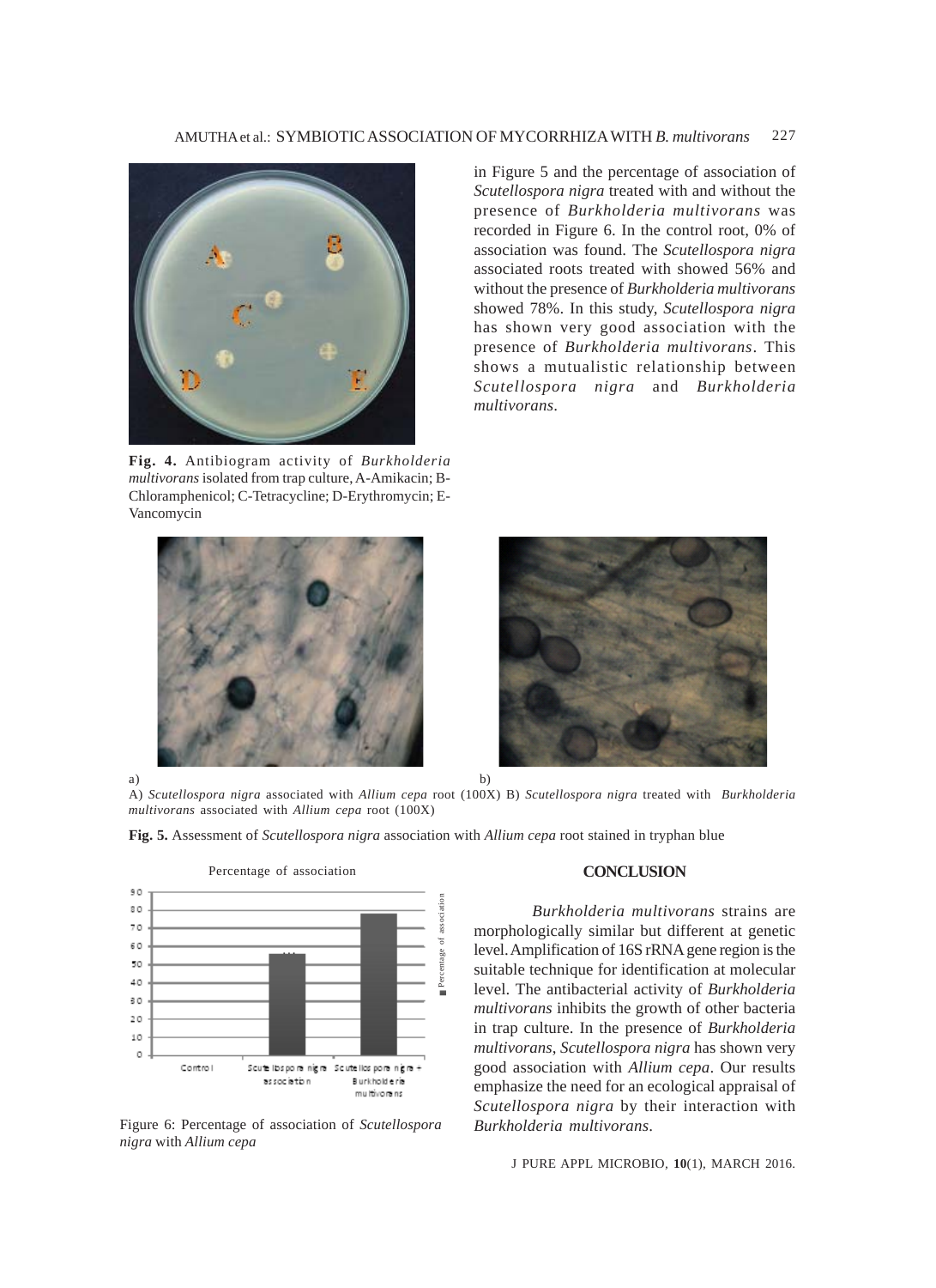in Figure 5 and the percentage of association of *Scutellospora nigra* treated with and without the presence of *Burkholderia multivorans* was recorded in Figure 6. In the control root, 0% of association was found. The *Scutellospora nigra* associated roots treated with showed 56% and without the presence of *Burkholderia multivorans* showed 78%. In this study, *Scutellospora nigra* has shown very good association with the presence of *Burkholderia multivorans*. This shows a mutualistic relationship between *Scutellospora nigra* and *Burkholderia multivorans*.

**Fig. 4.** Antibiogram activity of *Burkholderia multivorans* isolated from trap culture, A-Amikacin; B-Chloramphenicol; C-Tetracycline; D-Erythromycin; E-Vancomycin

a) b)

A) *Scutellospora nigra* associated with *Allium cepa* root (100X) B) *Scutellospora nigra* treated with *Burkholderia multivorans* associated with *Allium cepa* root (100X)

**Fig. 5.** Assessment of *Scutellospora nigra* association with *Allium cepa* root stained in tryphan blue

Figure 6: Percentage of association of *Scutellospora nigra* with *Allium cepa*

## CONCLUSION

*Burkholderia multivorans* strains are morphologically similar but different at genetic level. Amplification of 16S rRNA gene region is the suitable technique for identification at molecular level. The antibacterial activity of *Burkholderia multivorans* inhibits the growth of other bacteria in trap culture. In the presence of *Burkholderia multivorans*, *Scutellospora nigra* has shown very good association with *Allium cepa*. Our results emphasize the need for an ecological appraisal of *Scutellospora nigra* by their interaction with *Burkholderia multivorans*.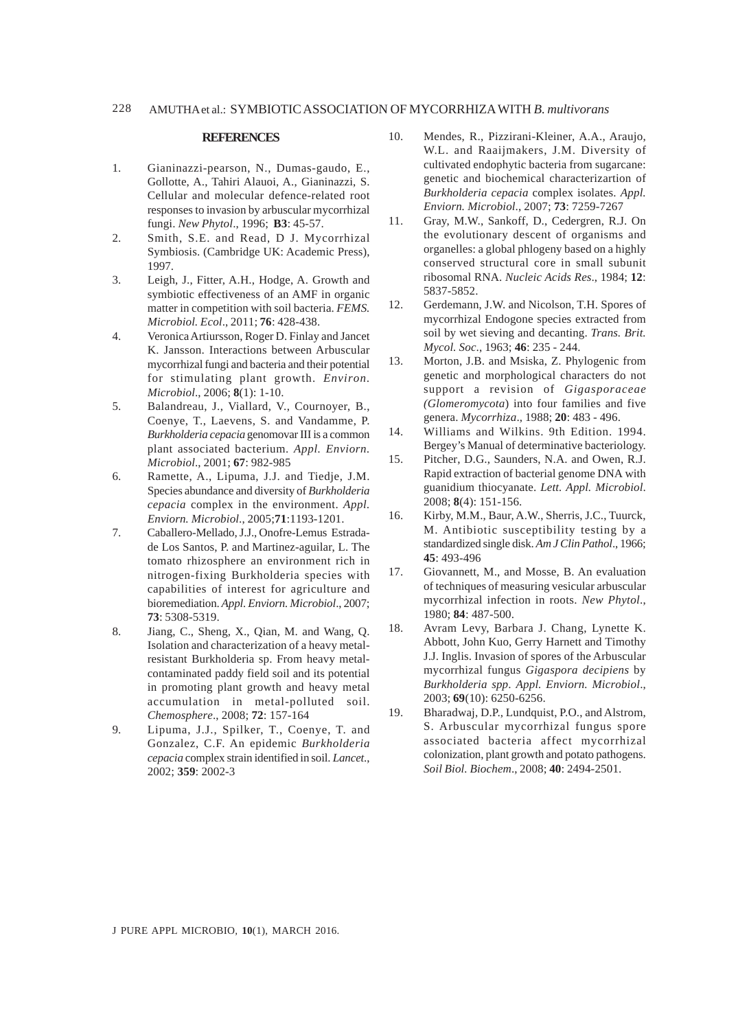## REFERENCES

1. Gianinazzi-pearson, N., Dumas-gaudo, E., Gollotte, A., Tahiri Alauoi, A., Gianinazzi, S. Cellular and molecular defence-related root responses to invasion by arbuscular mycorrhizal fungi. *New Phytol*., 1996; **B3**: 45-57.
2. Smith, S.E. and Read, D J. Mycorrhizal Symbiosis. (Cambridge UK: Academic Press), 1997.
3. Leigh, J., Fitter, A.H., Hodge, A. Growth and symbiotic effectiveness of an AMF in organic matter in competition with soil bacteria. *FEMS. Microbiol. Ecol*., 2011; **76**: 428-438.
4. Veronica Artiursson, Roger D. Finlay and Jancet K. Jansson. Interactions between Arbuscular mycorrhizal fungi and bacteria and their potential for stimulating plant growth. *Environ. Microbiol*., 2006; **8**(1): 1-10.
5. Balandreau, J., Viallard, V., Cournoyer, B., Coenye, T., Laevens, S. and Vandamme, P. *Burkholderia cepacia* genomovar III is a common plant associated bacterium. *Appl. Enviorn. Microbiol*., 2001; **67**: 982-985
6. Ramette, A., Lipuma, J.J. and Tiedje, J.M. Species abundance and diversity of *Burkholderia cepacia* complex in the environment. *Appl. Enviorn. Microbiol*., 2005;**71**:1193-1201.
7. Caballero-Mellado, J.J., Onofre-Lemus Estrada-de Los Santos, P. and Martinez-aguilar, L. The tomato rhizosphere an environment rich in nitrogen-fixing Burkholderia species with capabilities of interest for agriculture and bioremediation. *Appl. Enviorn. Microbiol*., 2007; **73**: 5308-5319.
8. Jiang, C., Sheng, X., Qian, M. and Wang, Q. Isolation and characterization of a heavy metal-resistant Burkholderia sp. From heavy metal-contaminated paddy field soil and its potential in promoting plant growth and heavy metal accumulation in metal-polluted soil. *Chemosphere*., 2008; **72**: 157-164
9. Lipuma, J.J., Spilker, T., Coenye, T. and Gonzalez, C.F. An epidemic *Burkholderia cepacia* complex strain identified in soil. *Lancet*., 2002; **359**: 2002-3
10. Mendes, R., Pizzirani-Kleiner, A.A., Araujo, W.L. and Raaijmakers, J.M. Diversity of cultivated endophytic bacteria from sugarcane: genetic and biochemical characterizartion of *Burkholderia cepacia* complex isolates. *Appl. Enviorn. Microbiol*., 2007; **73**: 7259-7267
11. Gray, M.W., Sankoff, D., Cedergren, R.J. On the evolutionary descent of organisms and organelles: a global phlogeny based on a highly conserved structural core in small subunit ribosomal RNA. *Nucleic Acids Res*., 1984; **12**: 5837-5852.
12. Gerdemann, J.W. and Nicolson, T.H. Spores of mycorrhizal Endogone species extracted from soil by wet sieving and decanting. *Trans. Brit. Mycol. Soc*., 1963; **46**: 235 - 244.
13. Morton, J.B. and Msiska, Z. Phylogenic from genetic and morphological characters do not support a revision of *Gigasporaceae (Glomeromycota*) into four families and five genera. *Mycorrhiza*., 1988; **20**: 483 - 496.
14. Williams and Wilkins. 9th Edition. 1994. Bergey's Manual of determinative bacteriology.
15. Pitcher, D.G., Saunders, N.A. and Owen, R.J. Rapid extraction of bacterial genome DNA with guanidium thiocyanate. *Lett. Appl. Microbiol*. 2008; **8**(4): 151-156.
16. Kirby, M.M., Baur, A.W., Sherris, J.C., Tuurck, M. Antibiotic susceptibility testing by a standardized single disk. *Am J Clin Pathol*., 1966; **45**: 493-496
17. Giovannett, M., and Mosse, B. An evaluation of techniques of measuring vesicular arbuscular mycorrhizal infection in roots. *New Phytol*., 1980; **84**: 487-500.
18. Avram Levy, Barbara J. Chang, Lynette K. Abbott, John Kuo, Gerry Harnett and Timothy J.J. Inglis. Invasion of spores of the Arbuscular mycorrhizal fungus *Gigaspora decipiens* by *Burkholderia spp*. *Appl. Enviorn. Microbiol*., 2003; **69**(10): 6250-6256.
19. Bharadwaj, D.P., Lundquist, P.O., and Alstrom, S. Arbuscular mycorrhizal fungus spore associated bacteria affect mycorrhizal colonization, plant growth and potato pathogens. *Soil Biol. Biochem*., 2008; **40**: 2494-2501.